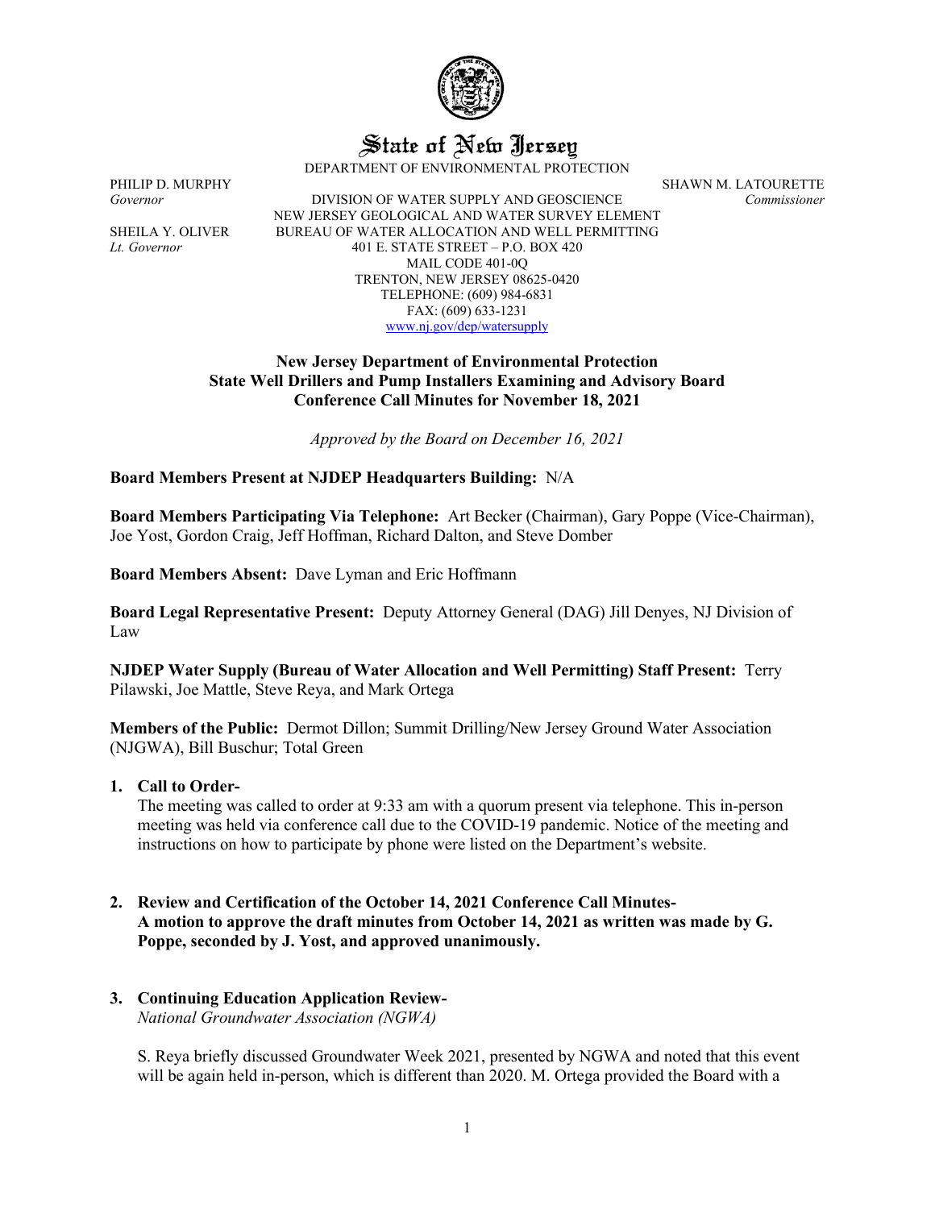# State of New Jersey

DEPARTMENT OF ENVIRONMENTAL PROTECTION

PHILIP D. MURPHY
*Governor*

SHEILA Y. OLIVER
*Lt. Governor*

DIVISION OF WATER SUPPLY AND GEOSCIENCE
NEW JERSEY GEOLOGICAL AND WATER SURVEY ELEMENT
BUREAU OF WATER ALLOCATION AND WELL PERMITTING
401 E. STATE STREET – P.O. BOX 420
MAIL CODE 401-0Q
TRENTON, NEW JERSEY 08625-0420
TELEPHONE: (609) 984-6831
FAX: (609) 633-1231
www.nj.gov/dep/watersupply

SHAWN M. LATOURETTE
*Commissioner*

**New Jersey Department of Environmental Protection**
**State Well Drillers and Pump Installers Examining and Advisory Board**
**Conference Call Minutes for November 18, 2021**

*Approved by the Board on December 16, 2021*

**Board Members Present at NJDEP Headquarters Building:** N/A

**Board Members Participating Via Telephone:** Art Becker (Chairman), Gary Poppe (Vice-Chairman), Joe Yost, Gordon Craig, Jeff Hoffman, Richard Dalton, and Steve Domber

**Board Members Absent:** Dave Lyman and Eric Hoffmann

**Board Legal Representative Present:** Deputy Attorney General (DAG) Jill Denyes, NJ Division of Law

**NJDEP Water Supply (Bureau of Water Allocation and Well Permitting) Staff Present:** Terry Pilawski, Joe Mattle, Steve Reya, and Mark Ortega

**Members of the Public:** Dermot Dillon; Summit Drilling/New Jersey Ground Water Association (NJGWA), Bill Buschur; Total Green

1. **Call to Order-**
   The meeting was called to order at 9:33 am with a quorum present via telephone. This in-person meeting was held via conference call due to the COVID-19 pandemic. Notice of the meeting and instructions on how to participate by phone were listed on the Department's website.

2. **Review and Certification of the October 14, 2021 Conference Call Minutes-**
   **A motion to approve the draft minutes from October 14, 2021 as written was made by G. Poppe, seconded by J. Yost, and approved unanimously.**

3. **Continuing Education Application Review-**
   *National Groundwater Association (NGWA)*

   S. Reya briefly discussed Groundwater Week 2021, presented by NGWA and noted that this event will be again held in-person, which is different than 2020. M. Ortega provided the Board with a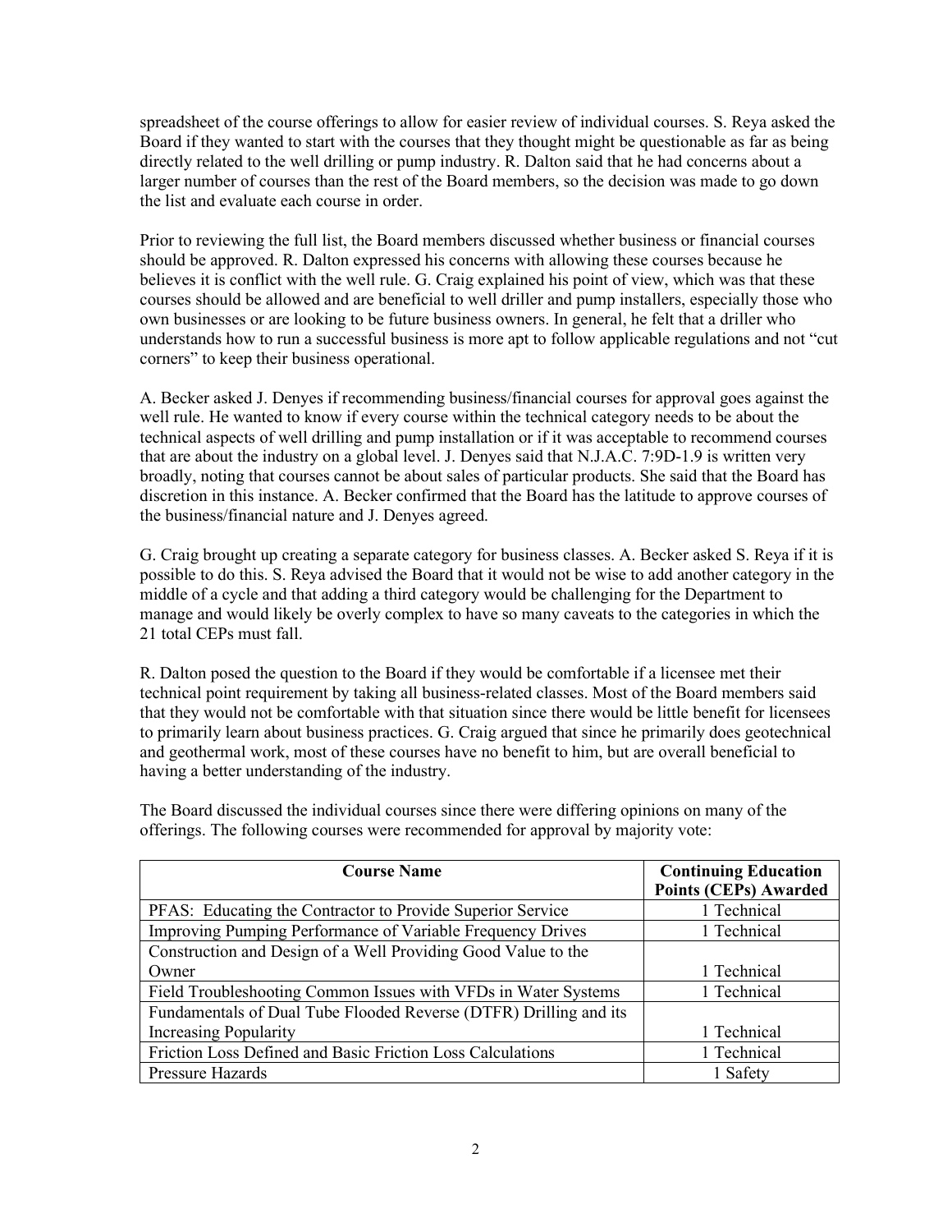spreadsheet of the course offerings to allow for easier review of individual courses. S. Reya asked the Board if they wanted to start with the courses that they thought might be questionable as far as being directly related to the well drilling or pump industry. R. Dalton said that he had concerns about a larger number of courses than the rest of the Board members, so the decision was made to go down the list and evaluate each course in order.

Prior to reviewing the full list, the Board members discussed whether business or financial courses should be approved. R. Dalton expressed his concerns with allowing these courses because he believes it is conflict with the well rule. G. Craig explained his point of view, which was that these courses should be allowed and are beneficial to well driller and pump installers, especially those who own businesses or are looking to be future business owners. In general, he felt that a driller who understands how to run a successful business is more apt to follow applicable regulations and not "cut corners" to keep their business operational.

A. Becker asked J. Denyes if recommending business/financial courses for approval goes against the well rule. He wanted to know if every course within the technical category needs to be about the technical aspects of well drilling and pump installation or if it was acceptable to recommend courses that are about the industry on a global level. J. Denyes said that N.J.A.C. 7:9D-1.9 is written very broadly, noting that courses cannot be about sales of particular products. She said that the Board has discretion in this instance. A. Becker confirmed that the Board has the latitude to approve courses of the business/financial nature and J. Denyes agreed.

G. Craig brought up creating a separate category for business classes. A. Becker asked S. Reya if it is possible to do this. S. Reya advised the Board that it would not be wise to add another category in the middle of a cycle and that adding a third category would be challenging for the Department to manage and would likely be overly complex to have so many caveats to the categories in which the 21 total CEPs must fall.

R. Dalton posed the question to the Board if they would be comfortable if a licensee met their technical point requirement by taking all business-related classes. Most of the Board members said that they would not be comfortable with that situation since there would be little benefit for licensees to primarily learn about business practices. G. Craig argued that since he primarily does geotechnical and geothermal work, most of these courses have no benefit to him, but are overall beneficial to having a better understanding of the industry.

The Board discussed the individual courses since there were differing opinions on many of the offerings. The following courses were recommended for approval by majority vote:

| Course Name | Continuing Education Points (CEPs) Awarded |
|---|---|
| PFAS: Educating the Contractor to Provide Superior Service | 1 Technical |
| Improving Pumping Performance of Variable Frequency Drives | 1 Technical |
| Construction and Design of a Well Providing Good Value to the Owner | 1 Technical |
| Field Troubleshooting Common Issues with VFDs in Water Systems | 1 Technical |
| Fundamentals of Dual Tube Flooded Reverse (DTFR) Drilling and its Increasing Popularity | 1 Technical |
| Friction Loss Defined and Basic Friction Loss Calculations | 1 Technical |
| Pressure Hazards | 1 Safety |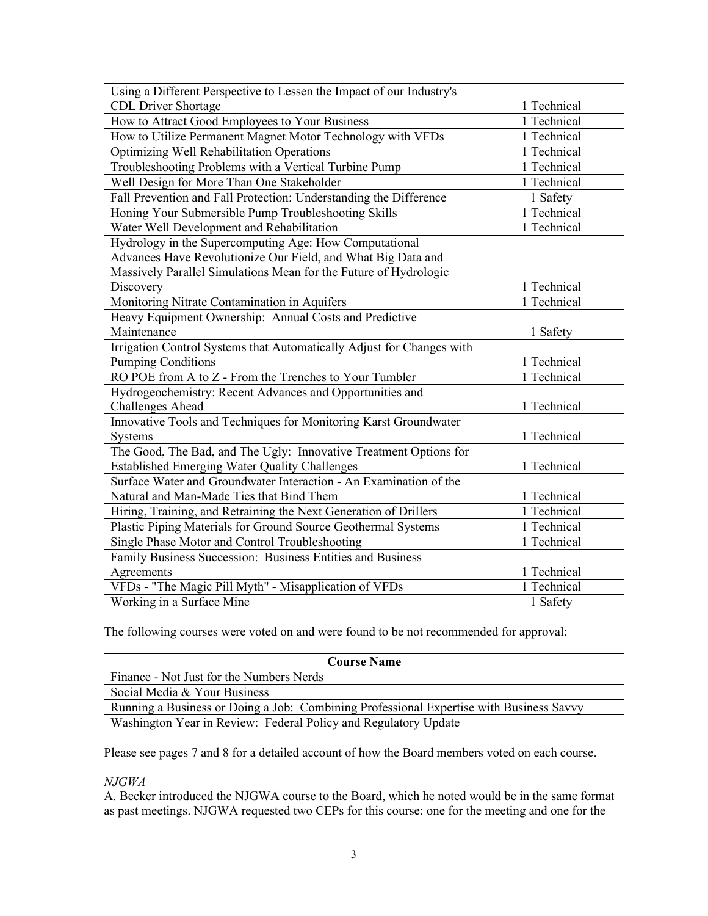| | |
|---|---|
| Using a Different Perspective to Lessen the Impact of our Industry's CDL Driver Shortage | 1 Technical |
| How to Attract Good Employees to Your Business | 1 Technical |
| How to Utilize Permanent Magnet Motor Technology with VFDs | 1 Technical |
| Optimizing Well Rehabilitation Operations | 1 Technical |
| Troubleshooting Problems with a Vertical Turbine Pump | 1 Technical |
| Well Design for More Than One Stakeholder | 1 Technical |
| Fall Prevention and Fall Protection: Understanding the Difference | 1 Safety |
| Honing Your Submersible Pump Troubleshooting Skills | 1 Technical |
| Water Well Development and Rehabilitation | 1 Technical |
| Hydrology in the Supercomputing Age: How Computational Advances Have Revolutionize Our Field, and What Big Data and Massively Parallel Simulations Mean for the Future of Hydrologic Discovery | 1 Technical |
| Monitoring Nitrate Contamination in Aquifers | 1 Technical |
| Heavy Equipment Ownership: Annual Costs and Predictive Maintenance | 1 Safety |
| Irrigation Control Systems that Automatically Adjust for Changes with Pumping Conditions | 1 Technical |
| RO POE from A to Z - From the Trenches to Your Tumbler | 1 Technical |
| Hydrogeochemistry: Recent Advances and Opportunities and Challenges Ahead | 1 Technical |
| Innovative Tools and Techniques for Monitoring Karst Groundwater Systems | 1 Technical |
| The Good, The Bad, and The Ugly: Innovative Treatment Options for Established Emerging Water Quality Challenges | 1 Technical |
| Surface Water and Groundwater Interaction - An Examination of the Natural and Man-Made Ties that Bind Them | 1 Technical |
| Hiring, Training, and Retraining the Next Generation of Drillers | 1 Technical |
| Plastic Piping Materials for Ground Source Geothermal Systems | 1 Technical |
| Single Phase Motor and Control Troubleshooting | 1 Technical |
| Family Business Succession: Business Entities and Business Agreements | 1 Technical |
| VFDs - "The Magic Pill Myth" - Misapplication of VFDs | 1 Technical |
| Working in a Surface Mine | 1 Safety |

The following courses were voted on and were found to be not recommended for approval:

| Course Name |
|---|
| Finance - Not Just for the Numbers Nerds |
| Social Media & Your Business |
| Running a Business or Doing a Job: Combining Professional Expertise with Business Savvy |
| Washington Year in Review: Federal Policy and Regulatory Update |

Please see pages 7 and 8 for a detailed account of how the Board members voted on each course.

*NJGWA*

A. Becker introduced the NJGWA course to the Board, which he noted would be in the same format as past meetings. NJGWA requested two CEPs for this course: one for the meeting and one for the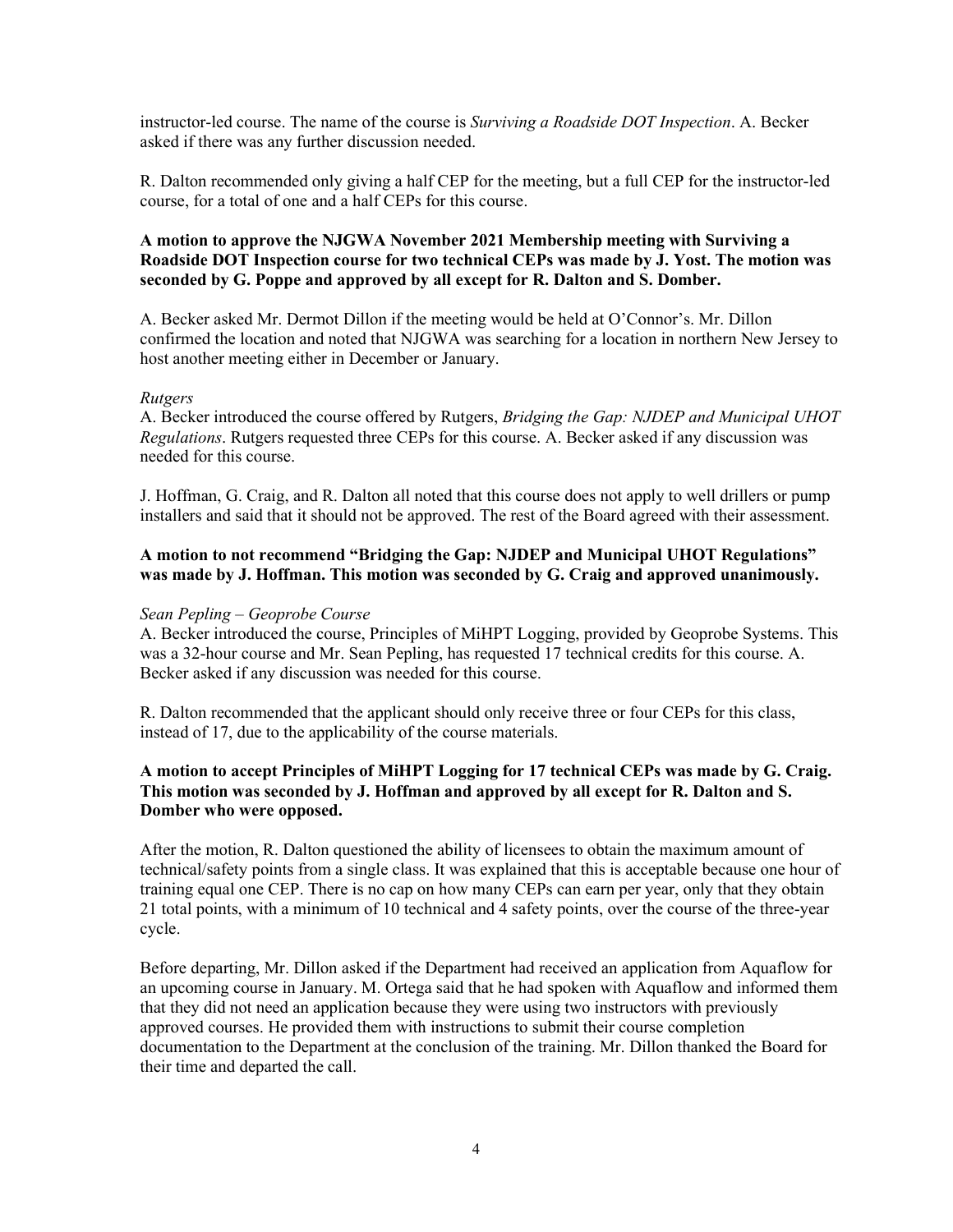instructor-led course. The name of the course is *Surviving a Roadside DOT Inspection*. A. Becker asked if there was any further discussion needed.

R. Dalton recommended only giving a half CEP for the meeting, but a full CEP for the instructor-led course, for a total of one and a half CEPs for this course.

**A motion to approve the NJGWA November 2021 Membership meeting with Surviving a Roadside DOT Inspection course for two technical CEPs was made by J. Yost. The motion was seconded by G. Poppe and approved by all except for R. Dalton and S. Domber.**

A. Becker asked Mr. Dermot Dillon if the meeting would be held at O'Connor's. Mr. Dillon confirmed the location and noted that NJGWA was searching for a location in northern New Jersey to host another meeting either in December or January.

*Rutgers*

A. Becker introduced the course offered by Rutgers, *Bridging the Gap: NJDEP and Municipal UHOT Regulations*. Rutgers requested three CEPs for this course. A. Becker asked if any discussion was needed for this course.

J. Hoffman, G. Craig, and R. Dalton all noted that this course does not apply to well drillers or pump installers and said that it should not be approved. The rest of the Board agreed with their assessment.

**A motion to not recommend "Bridging the Gap: NJDEP and Municipal UHOT Regulations" was made by J. Hoffman. This motion was seconded by G. Craig and approved unanimously.**

*Sean Pepling – Geoprobe Course*

A. Becker introduced the course, Principles of MiHPT Logging, provided by Geoprobe Systems. This was a 32-hour course and Mr. Sean Pepling, has requested 17 technical credits for this course. A. Becker asked if any discussion was needed for this course.

R. Dalton recommended that the applicant should only receive three or four CEPs for this class, instead of 17, due to the applicability of the course materials.

**A motion to accept Principles of MiHPT Logging for 17 technical CEPs was made by G. Craig. This motion was seconded by J. Hoffman and approved by all except for R. Dalton and S. Domber who were opposed.**

After the motion, R. Dalton questioned the ability of licensees to obtain the maximum amount of technical/safety points from a single class. It was explained that this is acceptable because one hour of training equal one CEP. There is no cap on how many CEPs can earn per year, only that they obtain 21 total points, with a minimum of 10 technical and 4 safety points, over the course of the three-year cycle.

Before departing, Mr. Dillon asked if the Department had received an application from Aquaflow for an upcoming course in January. M. Ortega said that he had spoken with Aquaflow and informed them that they did not need an application because they were using two instructors with previously approved courses. He provided them with instructions to submit their course completion documentation to the Department at the conclusion of the training. Mr. Dillon thanked the Board for their time and departed the call.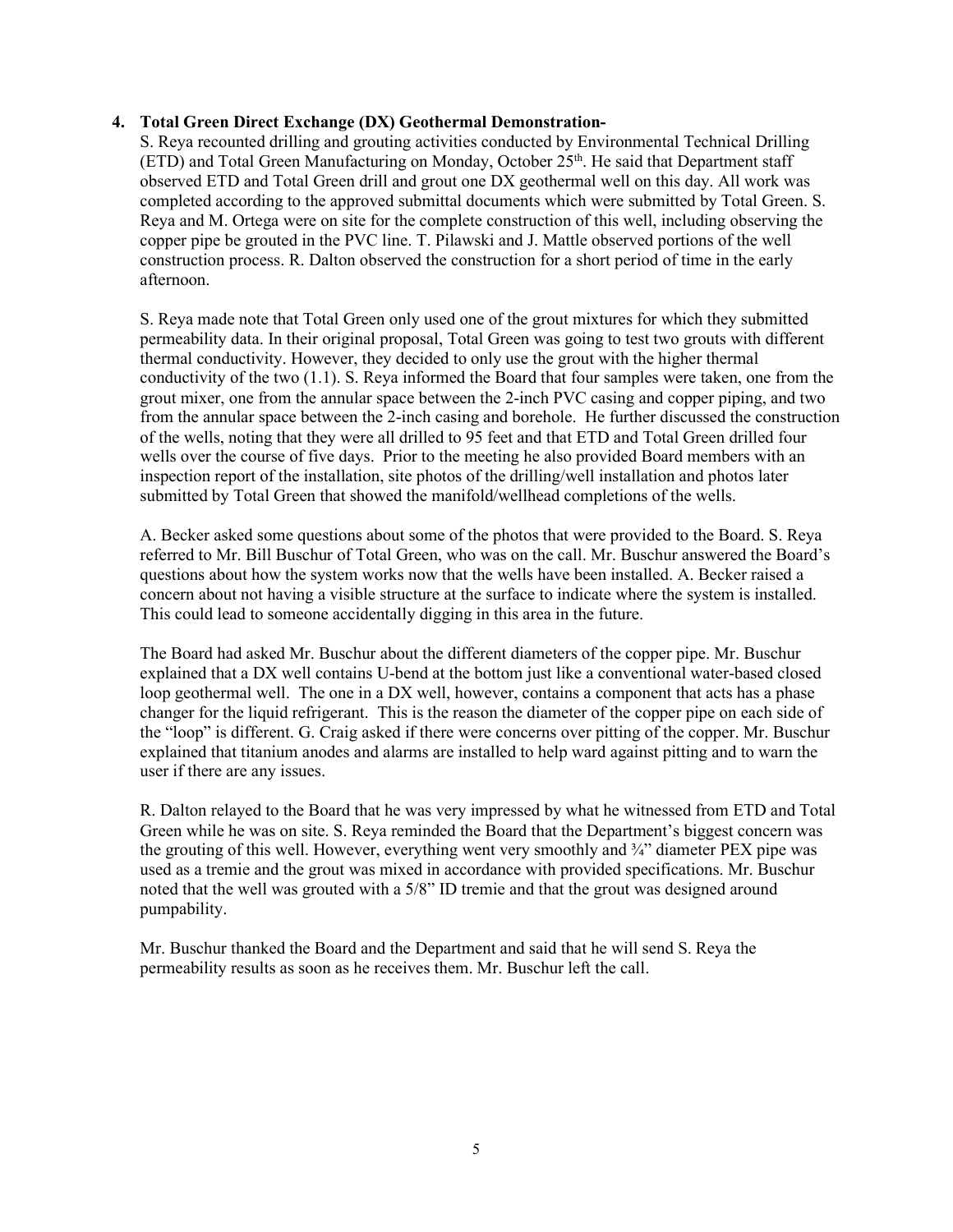**4. Total Green Direct Exchange (DX) Geothermal Demonstration-**

S. Reya recounted drilling and grouting activities conducted by Environmental Technical Drilling (ETD) and Total Green Manufacturing on Monday, October 25th. He said that Department staff observed ETD and Total Green drill and grout one DX geothermal well on this day. All work was completed according to the approved submittal documents which were submitted by Total Green. S. Reya and M. Ortega were on site for the complete construction of this well, including observing the copper pipe be grouted in the PVC line. T. Pilawski and J. Mattle observed portions of the well construction process. R. Dalton observed the construction for a short period of time in the early afternoon.

S. Reya made note that Total Green only used one of the grout mixtures for which they submitted permeability data. In their original proposal, Total Green was going to test two grouts with different thermal conductivity. However, they decided to only use the grout with the higher thermal conductivity of the two (1.1). S. Reya informed the Board that four samples were taken, one from the grout mixer, one from the annular space between the 2-inch PVC casing and copper piping, and two from the annular space between the 2-inch casing and borehole. He further discussed the construction of the wells, noting that they were all drilled to 95 feet and that ETD and Total Green drilled four wells over the course of five days. Prior to the meeting he also provided Board members with an inspection report of the installation, site photos of the drilling/well installation and photos later submitted by Total Green that showed the manifold/wellhead completions of the wells.

A. Becker asked some questions about some of the photos that were provided to the Board. S. Reya referred to Mr. Bill Buschur of Total Green, who was on the call. Mr. Buschur answered the Board's questions about how the system works now that the wells have been installed. A. Becker raised a concern about not having a visible structure at the surface to indicate where the system is installed. This could lead to someone accidentally digging in this area in the future.

The Board had asked Mr. Buschur about the different diameters of the copper pipe. Mr. Buschur explained that a DX well contains U-bend at the bottom just like a conventional water-based closed loop geothermal well. The one in a DX well, however, contains a component that acts has a phase changer for the liquid refrigerant. This is the reason the diameter of the copper pipe on each side of the "loop" is different. G. Craig asked if there were concerns over pitting of the copper. Mr. Buschur explained that titanium anodes and alarms are installed to help ward against pitting and to warn the user if there are any issues.

R. Dalton relayed to the Board that he was very impressed by what he witnessed from ETD and Total Green while he was on site. S. Reya reminded the Board that the Department's biggest concern was the grouting of this well. However, everything went very smoothly and ¾" diameter PEX pipe was used as a tremie and the grout was mixed in accordance with provided specifications. Mr. Buschur noted that the well was grouted with a 5/8" ID tremie and that the grout was designed around pumpability.

Mr. Buschur thanked the Board and the Department and said that he will send S. Reya the permeability results as soon as he receives them. Mr. Buschur left the call.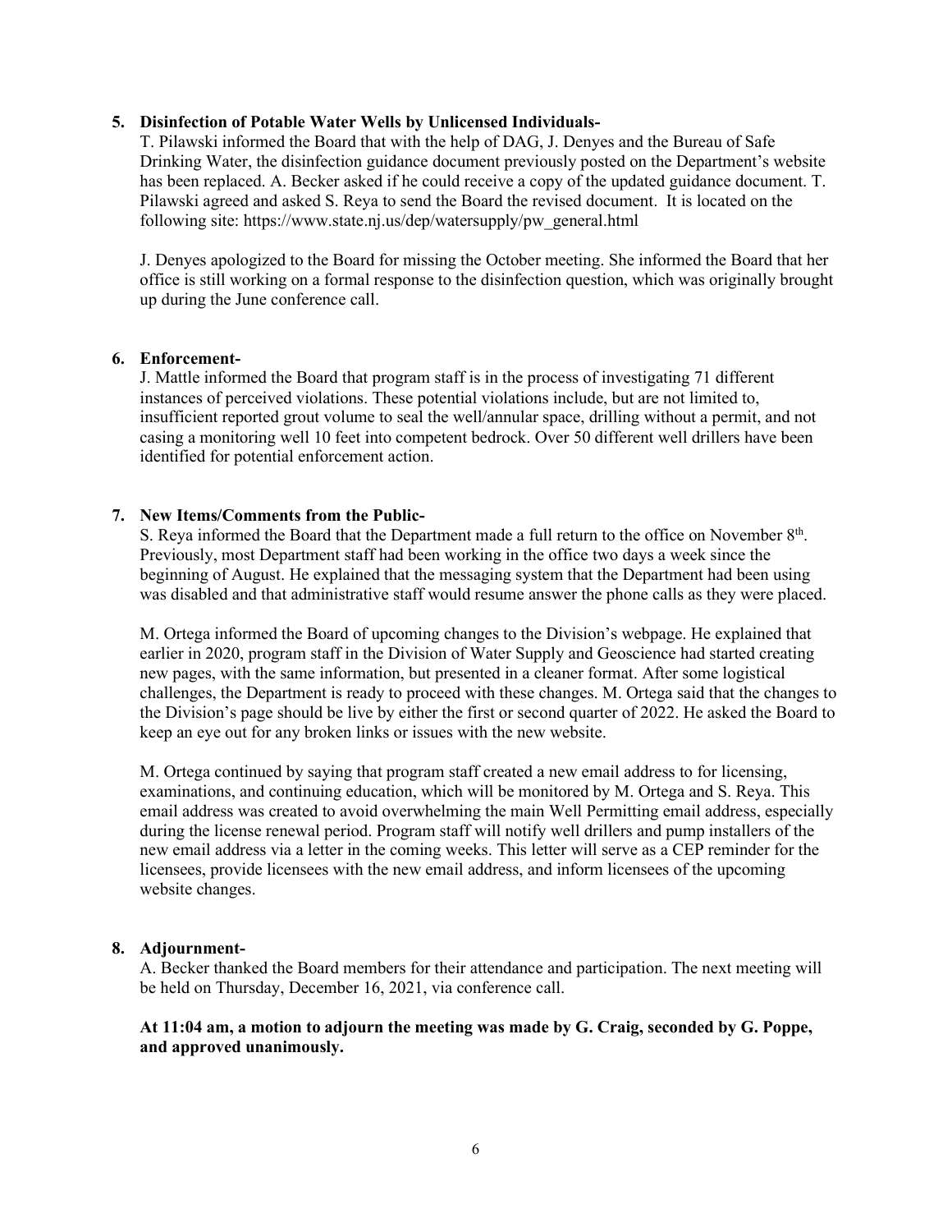5. **Disinfection of Potable Water Wells by Unlicensed Individuals-**

   T. Pilawski informed the Board that with the help of DAG, J. Denyes and the Bureau of Safe Drinking Water, the disinfection guidance document previously posted on the Department's website has been replaced. A. Becker asked if he could receive a copy of the updated guidance document. T. Pilawski agreed and asked S. Reya to send the Board the revised document. It is located on the following site: https://www.state.nj.us/dep/watersupply/pw_general.html

   J. Denyes apologized to the Board for missing the October meeting. She informed the Board that her office is still working on a formal response to the disinfection question, which was originally brought up during the June conference call.

6. **Enforcement-**

   J. Mattle informed the Board that program staff is in the process of investigating 71 different instances of perceived violations. These potential violations include, but are not limited to, insufficient reported grout volume to seal the well/annular space, drilling without a permit, and not casing a monitoring well 10 feet into competent bedrock. Over 50 different well drillers have been identified for potential enforcement action.

7. **New Items/Comments from the Public-**

   S. Reya informed the Board that the Department made a full return to the office on November 8th. Previously, most Department staff had been working in the office two days a week since the beginning of August. He explained that the messaging system that the Department had been using was disabled and that administrative staff would resume answer the phone calls as they were placed.

   M. Ortega informed the Board of upcoming changes to the Division's webpage. He explained that earlier in 2020, program staff in the Division of Water Supply and Geoscience had started creating new pages, with the same information, but presented in a cleaner format. After some logistical challenges, the Department is ready to proceed with these changes. M. Ortega said that the changes to the Division's page should be live by either the first or second quarter of 2022. He asked the Board to keep an eye out for any broken links or issues with the new website.

   M. Ortega continued by saying that program staff created a new email address to for licensing, examinations, and continuing education, which will be monitored by M. Ortega and S. Reya. This email address was created to avoid overwhelming the main Well Permitting email address, especially during the license renewal period. Program staff will notify well drillers and pump installers of the new email address via a letter in the coming weeks. This letter will serve as a CEP reminder for the licensees, provide licensees with the new email address, and inform licensees of the upcoming website changes.

8. **Adjournment-**

   A. Becker thanked the Board members for their attendance and participation. The next meeting will be held on Thursday, December 16, 2021, via conference call.

   **At 11:04 am, a motion to adjourn the meeting was made by G. Craig, seconded by G. Poppe, and approved unanimously.**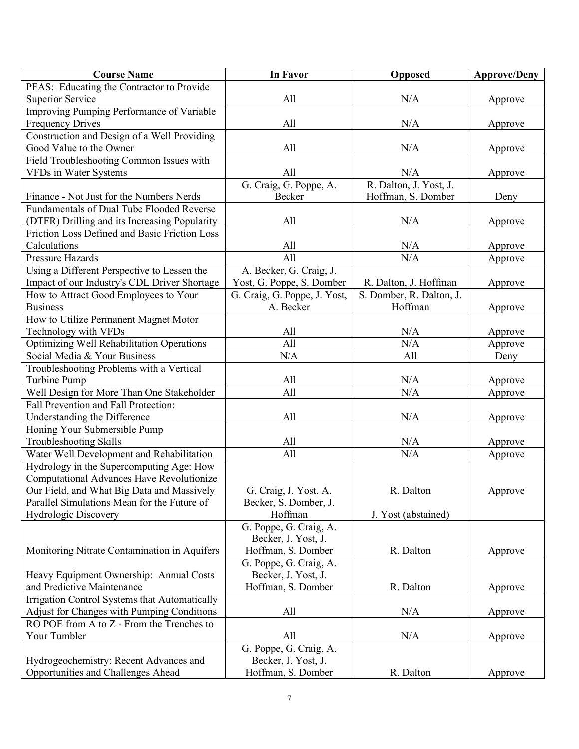| Course Name | In Favor | Opposed | Approve/Deny |
|---|---|---|---|
| PFAS: Educating the Contractor to Provide Superior Service | All | N/A | Approve |
| Improving Pumping Performance of Variable Frequency Drives | All | N/A | Approve |
| Construction and Design of a Well Providing Good Value to the Owner | All | N/A | Approve |
| Field Troubleshooting Common Issues with VFDs in Water Systems | All | N/A | Approve |
| Finance - Not Just for the Numbers Nerds | G. Craig, G. Poppe, A. Becker | R. Dalton, J. Yost, J. Hoffman, S. Domber | Deny |
| Fundamentals of Dual Tube Flooded Reverse (DTFR) Drilling and its Increasing Popularity | All | N/A | Approve |
| Friction Loss Defined and Basic Friction Loss Calculations | All | N/A | Approve |
| Pressure Hazards | All | N/A | Approve |
| Using a Different Perspective to Lessen the Impact of our Industry's CDL Driver Shortage | A. Becker, G. Craig, J. Yost, G. Poppe, S. Domber | R. Dalton, J. Hoffman | Approve |
| How to Attract Good Employees to Your Business | G. Craig, G. Poppe, J. Yost, A. Becker | S. Domber, R. Dalton, J. Hoffman | Approve |
| How to Utilize Permanent Magnet Motor Technology with VFDs | All | N/A | Approve |
| Optimizing Well Rehabilitation Operations | All | N/A | Approve |
| Social Media & Your Business | N/A | All | Deny |
| Troubleshooting Problems with a Vertical Turbine Pump | All | N/A | Approve |
| Well Design for More Than One Stakeholder | All | N/A | Approve |
| Fall Prevention and Fall Protection: Understanding the Difference | All | N/A | Approve |
| Honing Your Submersible Pump Troubleshooting Skills | All | N/A | Approve |
| Water Well Development and Rehabilitation | All | N/A | Approve |
| Hydrology in the Supercomputing Age: How Computational Advances Have Revolutionize Our Field, and What Big Data and Massively Parallel Simulations Mean for the Future of Hydrologic Discovery | G. Craig, J. Yost, A. Becker, S. Domber, J. Hoffman | R. Dalton<br>J. Yost (abstained) | Approve |
| Monitoring Nitrate Contamination in Aquifers | G. Poppe, G. Craig, A. Becker, J. Yost, J. Hoffman, S. Domber | R. Dalton | Approve |
| Heavy Equipment Ownership: Annual Costs and Predictive Maintenance | G. Poppe, G. Craig, A. Becker, J. Yost, J. Hoffman, S. Domber | R. Dalton | Approve |
| Irrigation Control Systems that Automatically Adjust for Changes with Pumping Conditions | All | N/A | Approve |
| RO POE from A to Z - From the Trenches to Your Tumbler | All | N/A | Approve |
| Hydrogeochemistry: Recent Advances and Opportunities and Challenges Ahead | G. Poppe, G. Craig, A. Becker, J. Yost, J. Hoffman, S. Domber | R. Dalton | Approve |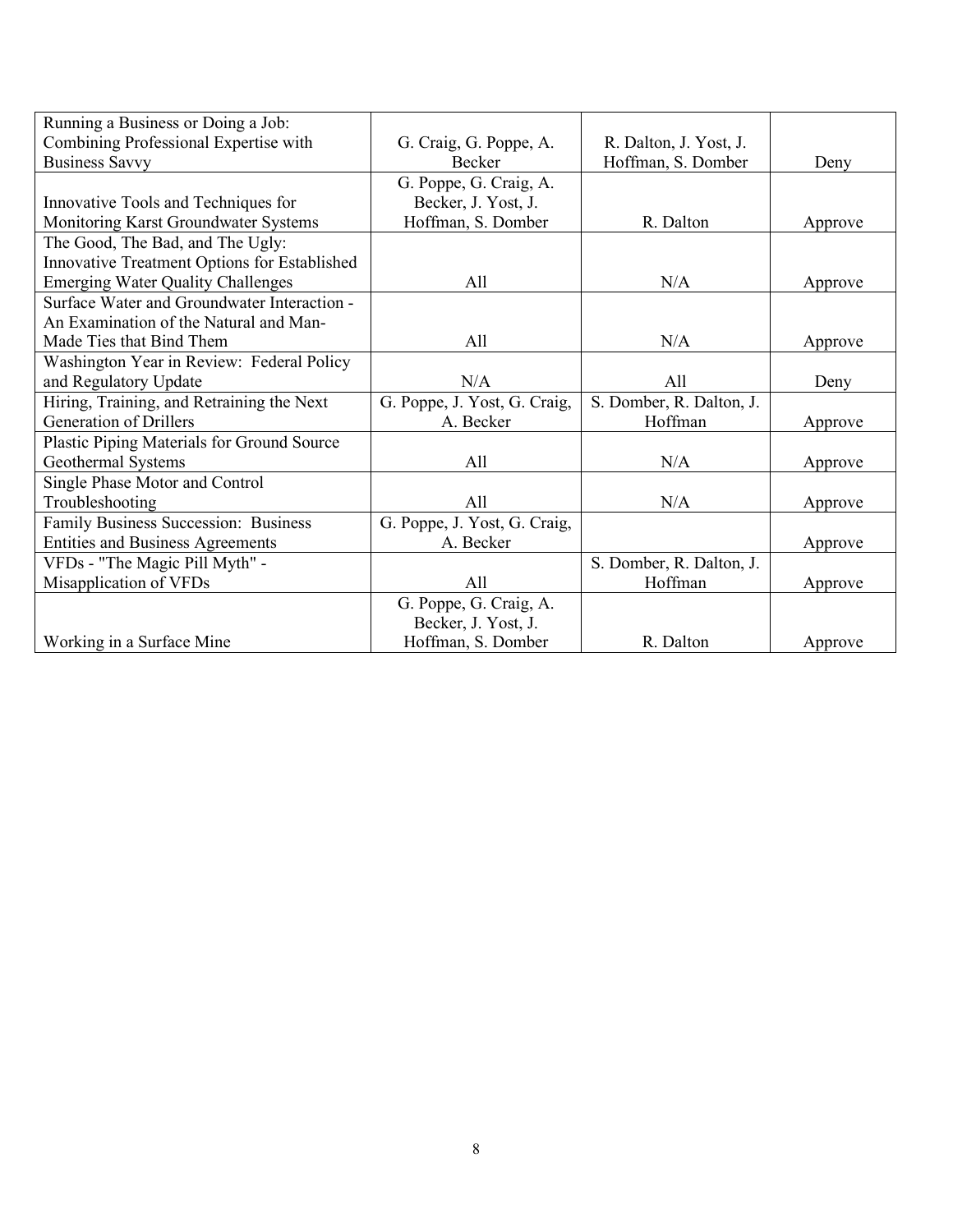| | | | |
|---|---|---|---|
| Running a Business or Doing a Job: Combining Professional Expertise with Business Savvy | G. Craig, G. Poppe, A. Becker | R. Dalton, J. Yost, J. Hoffman, S. Domber | Deny |
| Innovative Tools and Techniques for Monitoring Karst Groundwater Systems | G. Poppe, G. Craig, A. Becker, J. Yost, J. Hoffman, S. Domber | R. Dalton | Approve |
| The Good, The Bad, and The Ugly: Innovative Treatment Options for Established Emerging Water Quality Challenges | All | N/A | Approve |
| Surface Water and Groundwater Interaction - An Examination of the Natural and Man-Made Ties that Bind Them | All | N/A | Approve |
| Washington Year in Review: Federal Policy and Regulatory Update | N/A | All | Deny |
| Hiring, Training, and Retraining the Next Generation of Drillers | G. Poppe, J. Yost, G. Craig, A. Becker | S. Domber, R. Dalton, J. Hoffman | Approve |
| Plastic Piping Materials for Ground Source Geothermal Systems | All | N/A | Approve |
| Single Phase Motor and Control Troubleshooting | All | N/A | Approve |
| Family Business Succession: Business Entities and Business Agreements | G. Poppe, J. Yost, G. Craig, A. Becker | | Approve |
| VFDs - "The Magic Pill Myth" - Misapplication of VFDs | All | S. Domber, R. Dalton, J. Hoffman | Approve |
| Working in a Surface Mine | G. Poppe, G. Craig, A. Becker, J. Yost, J. Hoffman, S. Domber | R. Dalton | Approve |